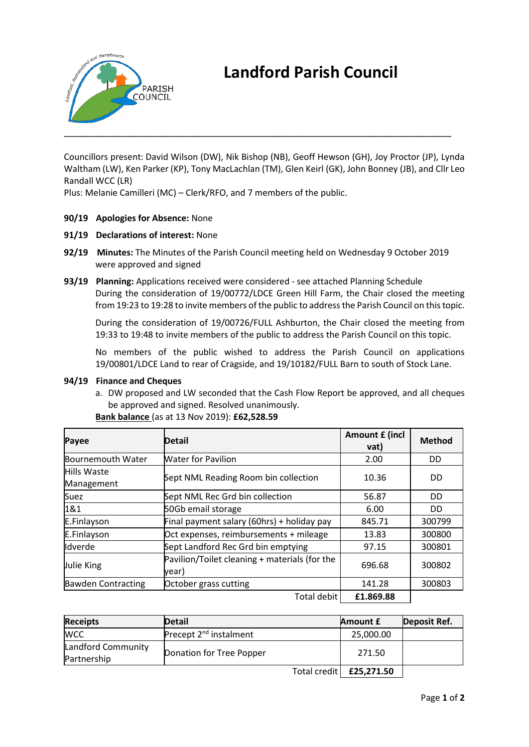# Landford Parish Council

Councillors present: David Wilson (DW), Nik Bishop (NB), Geoff Hewson (GH), Joy Proctor (JP), Lynda Waltham (LW), Ken Parker (KP), Tony MacLachlan (TM), Glen Keirl (GK), John Bonney (JB), and Cllr Leo Randall WCC (LR)
Plus: Melanie Camilleri (MC) – Clerk/RFO, and 7 members of the public.

**90/19 Apologies for Absence:** None

**91/19 Declarations of interest:** None

**92/19 Minutes:** The Minutes of the Parish Council meeting held on Wednesday 9 October 2019 were approved and signed

**93/19 Planning:** Applications received were considered - see attached Planning Schedule
During the consideration of 19/00772/LDCE Green Hill Farm, the Chair closed the meeting from 19:23 to 19:28 to invite members of the public to address the Parish Council on this topic.

During the consideration of 19/00726/FULL Ashburton, the Chair closed the meeting from 19:33 to 19:48 to invite members of the public to address the Parish Council on this topic.

No members of the public wished to address the Parish Council on applications 19/00801/LDCE Land to rear of Cragside, and 19/10182/FULL Barn to south of Stock Lane.

**94/19 Finance and Cheques**

a. DW proposed and LW seconded that the Cash Flow Report be approved, and all cheques be approved and signed. Resolved unanimously.

**Bank balance** (as at 13 Nov 2019): **£62,528.59**

| Payee | Detail | Amount £ (incl vat) | Method |
|---|---|---|---|
| Bournemouth Water | Water for Pavilion | 2.00 | DD |
| Hills Waste Management | Sept NML Reading Room bin collection | 10.36 | DD |
| Suez | Sept NML Rec Grd bin collection | 56.87 | DD |
| 1&1 | 50Gb email storage | 6.00 | DD |
| E.Finlayson | Final payment salary (60hrs) + holiday pay | 845.71 | 300799 |
| E.Finlayson | Oct expenses, reimbursements + mileage | 13.83 | 300800 |
| Idverde | Sept Landford Rec Grd bin emptying | 97.15 | 300801 |
| Julie King | Pavilion/Toilet cleaning + materials (for the year) | 696.68 | 300802 |
| Bawden Contracting | October grass cutting | 141.28 | 300803 |
| | Total debit | **£1.869.88** | |

| Receipts | Detail | Amount £ | Deposit Ref. |
|---|---|---|---|
| WCC | Precept 2nd instalment | 25,000.00 | |
| Landford Community Partnership | Donation for Tree Popper | 271.50 | |
| | Total credit | **£25,271.50** | |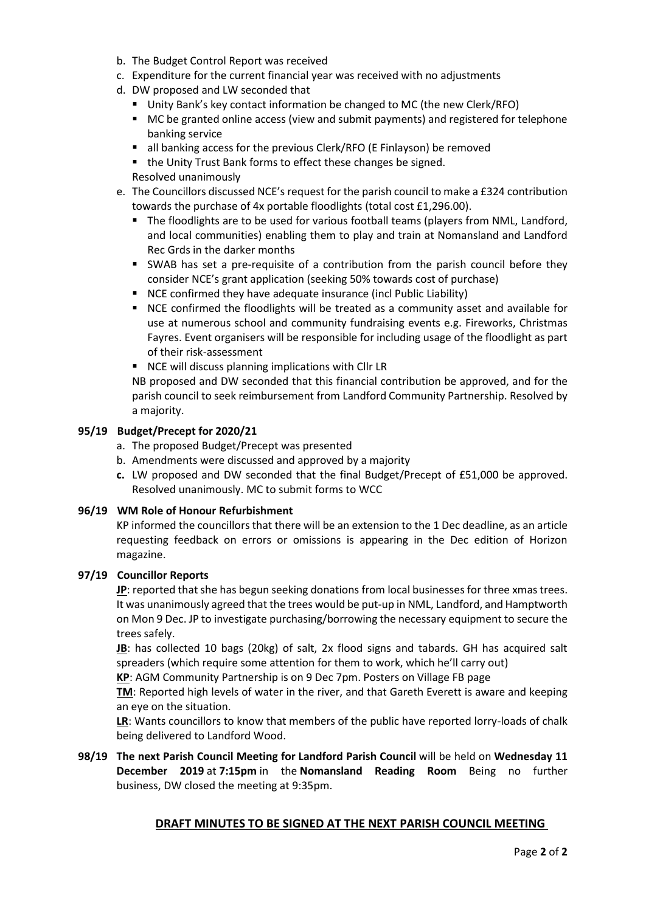b. The Budget Control Report was received
c. Expenditure for the current financial year was received with no adjustments
d. DW proposed and LW seconded that
   - Unity Bank's key contact information be changed to MC (the new Clerk/RFO)
   - MC be granted online access (view and submit payments) and registered for telephone banking service
   - all banking access for the previous Clerk/RFO (E Finlayson) be removed
   - the Unity Trust Bank forms to effect these changes be signed.

   Resolved unanimously
e. The Councillors discussed NCE's request for the parish council to make a £324 contribution towards the purchase of 4x portable floodlights (total cost £1,296.00).
   - The floodlights are to be used for various football teams (players from NML, Landford, and local communities) enabling them to play and train at Nomansland and Landford Rec Grds in the darker months
   - SWAB has set a pre-requisite of a contribution from the parish council before they consider NCE's grant application (seeking 50% towards cost of purchase)
   - NCE confirmed they have adequate insurance (incl Public Liability)
   - NCE confirmed the floodlights will be treated as a community asset and available for use at numerous school and community fundraising events e.g. Fireworks, Christmas Fayres. Event organisers will be responsible for including usage of the floodlight as part of their risk-assessment
   - NCE will discuss planning implications with Cllr LR

   NB proposed and DW seconded that this financial contribution be approved, and for the parish council to seek reimbursement from Landford Community Partnership. Resolved by a majority.

**95/19 Budget/Precept for 2020/21**

a. The proposed Budget/Precept was presented
b. Amendments were discussed and approved by a majority
c. LW proposed and DW seconded that the final Budget/Precept of £51,000 be approved. Resolved unanimously. MC to submit forms to WCC

**96/19 WM Role of Honour Refurbishment**

KP informed the councillors that there will be an extension to the 1 Dec deadline, as an article requesting feedback on errors or omissions is appearing in the Dec edition of Horizon magazine.

**97/19 Councillor Reports**

**JP**: reported that she has begun seeking donations from local businesses for three xmas trees. It was unanimously agreed that the trees would be put-up in NML, Landford, and Hamptworth on Mon 9 Dec. JP to investigate purchasing/borrowing the necessary equipment to secure the trees safely.

**JB**: has collected 10 bags (20kg) of salt, 2x flood signs and tabards. GH has acquired salt spreaders (which require some attention for them to work, which he'll carry out)

**KP**: AGM Community Partnership is on 9 Dec 7pm. Posters on Village FB page

**TM**: Reported high levels of water in the river, and that Gareth Everett is aware and keeping an eye on the situation.

**LR**: Wants councillors to know that members of the public have reported lorry-loads of chalk being delivered to Landford Wood.

**98/19 The next Parish Council Meeting for Landford Parish Council** will be held on **Wednesday 11 December 2019** at **7:15pm** in the **Nomansland Reading Room** Being no further business, DW closed the meeting at 9:35pm.

**DRAFT MINUTES TO BE SIGNED AT THE NEXT PARISH COUNCIL MEETING**